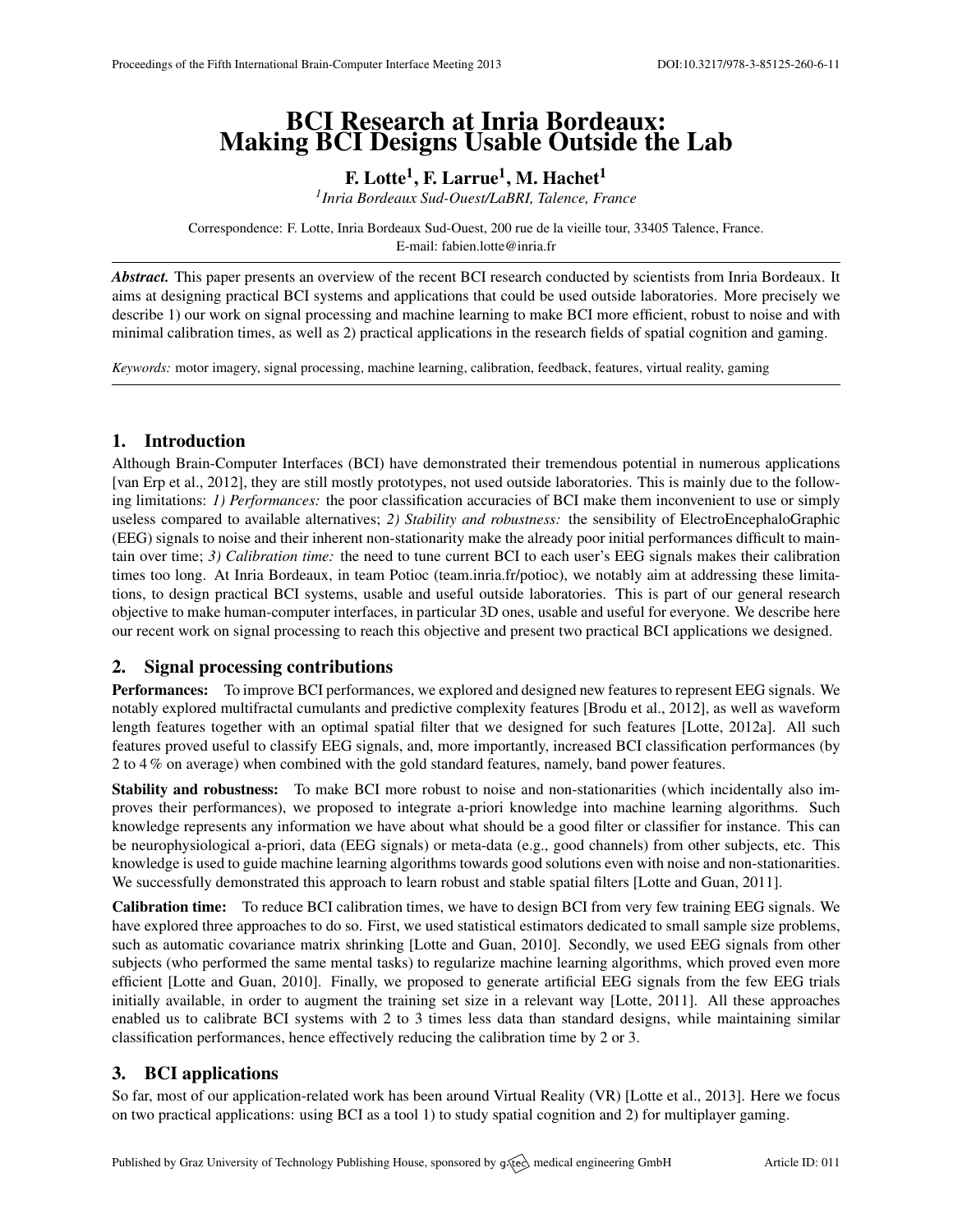# BCI Research at Inria Bordeaux: Making BCI Designs Usable Outside the Lab

**F. Lotte[1], F. Larrue[1], M. Hachet[1]**

*[1] Inria Bordeaux Sud-Ouest/LaBRI, Talence, France*

Correspondence: F. Lotte, Inria Bordeaux Sud-Ouest, 200 rue de la vieille tour, 33405 Talence, France.
E-mail: fabien.lotte@inria.fr

***Abstract.*** This paper presents an overview of the recent BCI research conducted by scientists from Inria Bordeaux. It aims at designing practical BCI systems and applications that could be used outside laboratories. More precisely we describe 1) our work on signal processing and machine learning to make BCI more efficient, robust to noise and with minimal calibration times, as well as 2) practical applications in the research fields of spatial cognition and gaming.

*Keywords:* motor imagery, signal processing, machine learning, calibration, feedback, features, virtual reality, gaming

## 1. Introduction

Although Brain-Computer Interfaces (BCI) have demonstrated their tremendous potential in numerous applications [van Erp et al., 2012], they are still mostly prototypes, not used outside laboratories. This is mainly due to the following limitations: *1) Performances:* the poor classification accuracies of BCI make them inconvenient to use or simply useless compared to available alternatives; *2) Stability and robustness:* the sensibility of ElectroEncephaloGraphic (EEG) signals to noise and their inherent non-stationarity make the already poor initial performances difficult to maintain over time; *3) Calibration time:* the need to tune current BCI to each user's EEG signals makes their calibration times too long. At Inria Bordeaux, in team Potioc (team.inria.fr/potioc), we notably aim at addressing these limitations, to design practical BCI systems, usable and useful outside laboratories. This is part of our general research objective to make human-computer interfaces, in particular 3D ones, usable and useful for everyone. We describe here our recent work on signal processing to reach this objective and present two practical BCI applications we designed.

## 2. Signal processing contributions

**Performances:** To improve BCI performances, we explored and designed new features to represent EEG signals. We notably explored multifractal cumulants and predictive complexity features [Brodu et al., 2012], as well as waveform length features together with an optimal spatial filter that we designed for such features [Lotte, 2012a]. All such features proved useful to classify EEG signals, and, more importantly, increased BCI classification performances (by 2 to 4 % on average) when combined with the gold standard features, namely, band power features.

**Stability and robustness:** To make BCI more robust to noise and non-stationarities (which incidentally also improves their performances), we proposed to integrate a-priori knowledge into machine learning algorithms. Such knowledge represents any information we have about what should be a good filter or classifier for instance. This can be neurophysiological a-priori, data (EEG signals) or meta-data (e.g., good channels) from other subjects, etc. This knowledge is used to guide machine learning algorithms towards good solutions even with noise and non-stationarities. We successfully demonstrated this approach to learn robust and stable spatial filters [Lotte and Guan, 2011].

**Calibration time:** To reduce BCI calibration times, we have to design BCI from very few training EEG signals. We have explored three approaches to do so. First, we used statistical estimators dedicated to small sample size problems, such as automatic covariance matrix shrinking [Lotte and Guan, 2010]. Secondly, we used EEG signals from other subjects (who performed the same mental tasks) to regularize machine learning algorithms, which proved even more efficient [Lotte and Guan, 2010]. Finally, we proposed to generate artificial EEG signals from the few EEG trials initially available, in order to augment the training set size in a relevant way [Lotte, 2011]. All these approaches enabled us to calibrate BCI systems with 2 to 3 times less data than standard designs, while maintaining similar classification performances, hence effectively reducing the calibration time by 2 or 3.

## 3. BCI applications

So far, most of our application-related work has been around Virtual Reality (VR) [Lotte et al., 2013]. Here we focus on two practical applications: using BCI as a tool 1) to study spatial cognition and 2) for multiplayer gaming.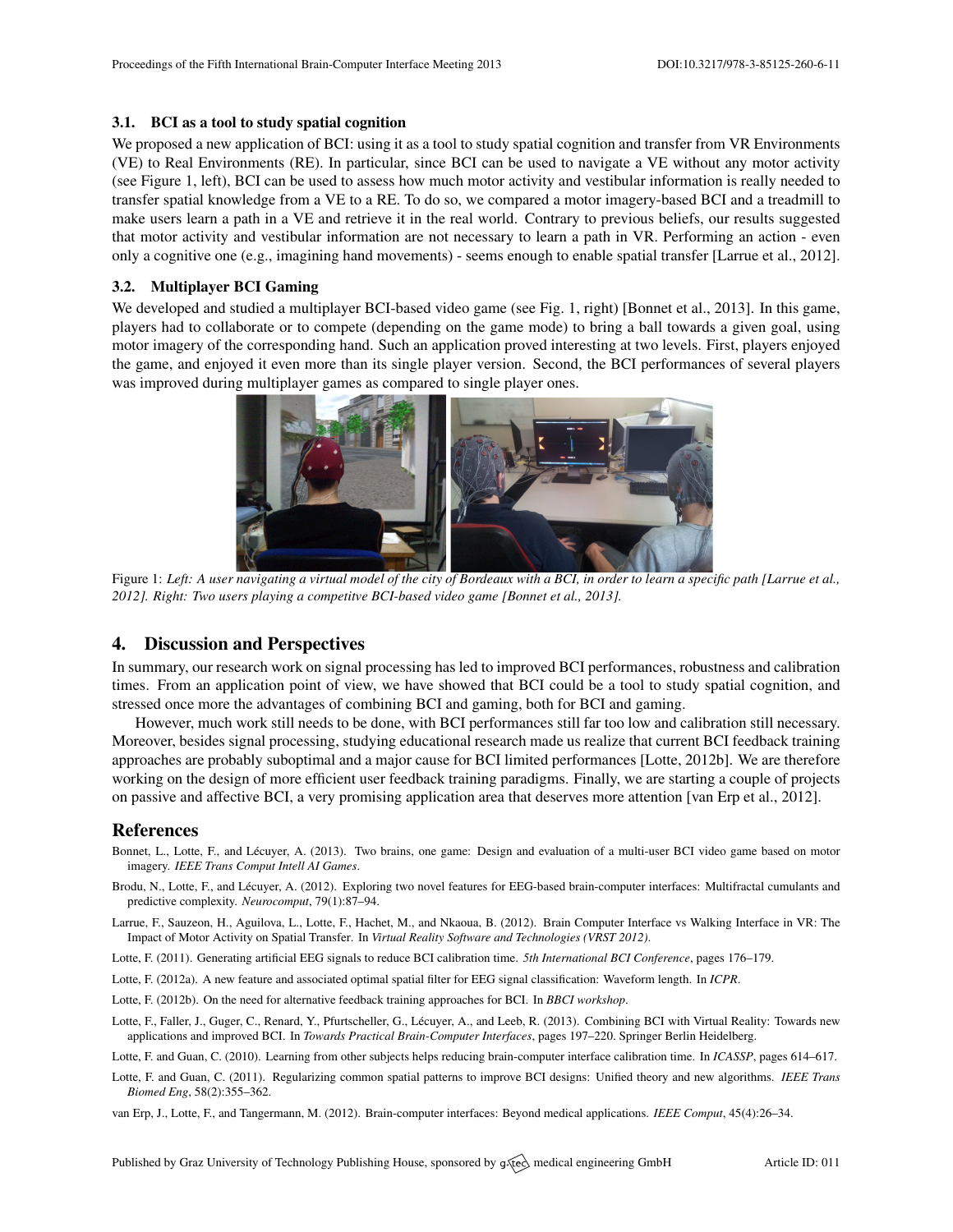### 3.1. BCI as a tool to study spatial cognition

We proposed a new application of BCI: using it as a tool to study spatial cognition and transfer from VR Environments (VE) to Real Environments (RE). In particular, since BCI can be used to navigate a VE without any motor activity (see Figure 1, left), BCI can be used to assess how much motor activity and vestibular information is really needed to transfer spatial knowledge from a VE to a RE. To do so, we compared a motor imagery-based BCI and a treadmill to make users learn a path in a VE and retrieve it in the real world. Contrary to previous beliefs, our results suggested that motor activity and vestibular information are not necessary to learn a path in VR. Performing an action - even only a cognitive one (e.g., imagining hand movements) - seems enough to enable spatial transfer [Larrue et al., 2012].

### 3.2. Multiplayer BCI Gaming

We developed and studied a multiplayer BCI-based video game (see Fig. 1, right) [Bonnet et al., 2013]. In this game, players had to collaborate or to compete (depending on the game mode) to bring a ball towards a given goal, using motor imagery of the corresponding hand. Such an application proved interesting at two levels. First, players enjoyed the game, and enjoyed it even more than its single player version. Second, the BCI performances of several players was improved during multiplayer games as compared to single player ones.

Figure 1: *Left: A user navigating a virtual model of the city of Bordeaux with a BCI, in order to learn a specific path [Larrue et al., 2012]. Right: Two users playing a competitve BCI-based video game [Bonnet et al., 2013].*

## 4. Discussion and Perspectives

In summary, our research work on signal processing has led to improved BCI performances, robustness and calibration times. From an application point of view, we have showed that BCI could be a tool to study spatial cognition, and stressed once more the advantages of combining BCI and gaming, both for BCI and gaming.

However, much work still needs to be done, with BCI performances still far too low and calibration still necessary. Moreover, besides signal processing, studying educational research made us realize that current BCI feedback training approaches are probably suboptimal and a major cause for BCI limited performances [Lotte, 2012b]. We are therefore working on the design of more efficient user feedback training paradigms. Finally, we are starting a couple of projects on passive and affective BCI, a very promising application area that deserves more attention [van Erp et al., 2012].

## References

Bonnet, L., Lotte, F., and Lécuyer, A. (2013). Two brains, one game: Design and evaluation of a multi-user BCI video game based on motor imagery. *IEEE Trans Comput Intell AI Games*.

Brodu, N., Lotte, F., and Lécuyer, A. (2012). Exploring two novel features for EEG-based brain-computer interfaces: Multifractal cumulants and predictive complexity. *Neurocomput*, 79(1):87–94.

Larrue, F., Sauzeon, H., Aguilova, L., Lotte, F., Hachet, M., and Nkaoua, B. (2012). Brain Computer Interface vs Walking Interface in VR: The Impact of Motor Activity on Spatial Transfer. In *Virtual Reality Software and Technologies (VRST 2012)*.

Lotte, F. (2011). Generating artificial EEG signals to reduce BCI calibration time. *5th International BCI Conference*, pages 176–179.

Lotte, F. (2012a). A new feature and associated optimal spatial filter for EEG signal classification: Waveform length. In *ICPR*.

Lotte, F. (2012b). On the need for alternative feedback training approaches for BCI. In *BBCI workshop*.

Lotte, F., Faller, J., Guger, C., Renard, Y., Pfurtscheller, G., Lécuyer, A., and Leeb, R. (2013). Combining BCI with Virtual Reality: Towards new applications and improved BCI. In *Towards Practical Brain-Computer Interfaces*, pages 197–220. Springer Berlin Heidelberg.

Lotte, F. and Guan, C. (2010). Learning from other subjects helps reducing brain-computer interface calibration time. In *ICASSP*, pages 614–617.

Lotte, F. and Guan, C. (2011). Regularizing common spatial patterns to improve BCI designs: Unified theory and new algorithms. *IEEE Trans Biomed Eng*, 58(2):355–362.

van Erp, J., Lotte, F., and Tangermann, M. (2012). Brain-computer interfaces: Beyond medical applications. *IEEE Comput*, 45(4):26–34.